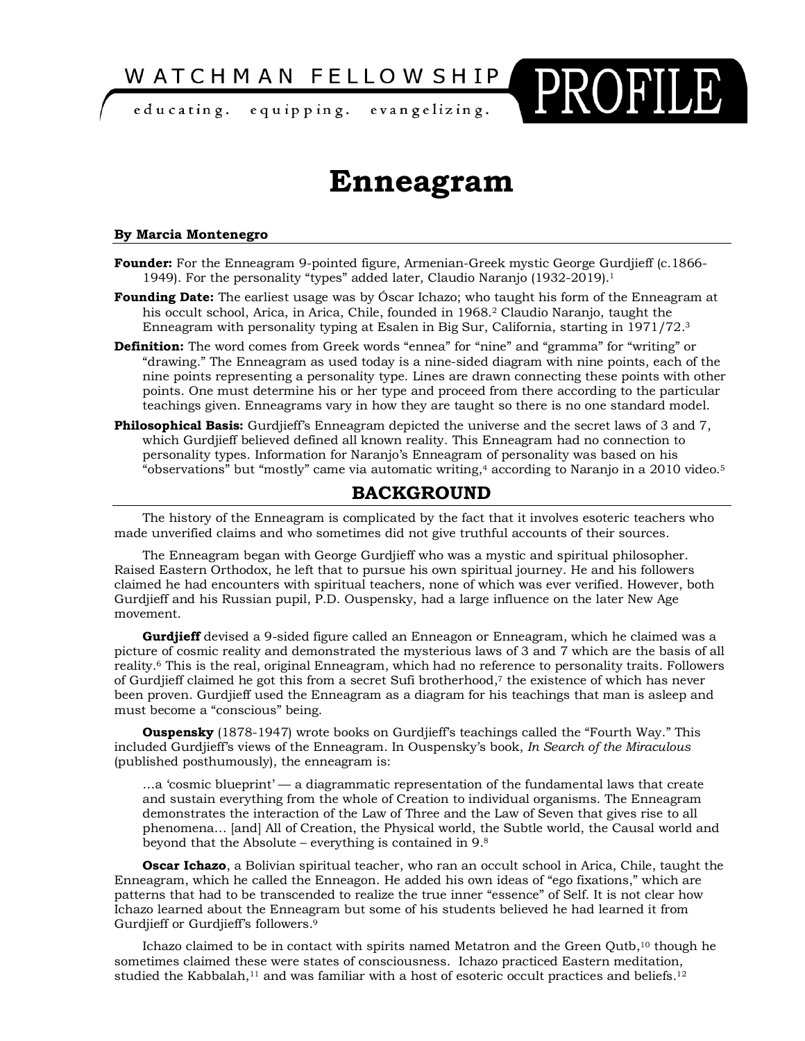WATCHMAN FELLOWSHIP PROFILE

educating. equipping. evangelizing.

# Enneagram

**By Marcia Montenegro**

**Founder:** For the Enneagram 9-pointed figure, Armenian-Greek mystic George Gurdjieff (c.1866-1949). For the personality "types" added later, Claudio Naranjo (1932-2019).[1]

**Founding Date:** The earliest usage was by Óscar Ichazo; who taught his form of the Enneagram at his occult school, Arica, in Arica, Chile, founded in 1968.[2] Claudio Naranjo, taught the Enneagram with personality typing at Esalen in Big Sur, California, starting in 1971/72.[3]

**Definition:** The word comes from Greek words "ennea" for "nine" and "gramma" for "writing" or "drawing." The Enneagram as used today is a nine-sided diagram with nine points, each of the nine points representing a personality type. Lines are drawn connecting these points with other points. One must determine his or her type and proceed from there according to the particular teachings given. Enneagrams vary in how they are taught so there is no one standard model.

**Philosophical Basis:** Gurdjieff's Enneagram depicted the universe and the secret laws of 3 and 7, which Gurdjieff believed defined all known reality. This Enneagram had no connection to personality types. Information for Naranjo's Enneagram of personality was based on his "observations" but "mostly" came via automatic writing,[4] according to Naranjo in a 2010 video.[5]

## BACKGROUND

The history of the Enneagram is complicated by the fact that it involves esoteric teachers who made unverified claims and who sometimes did not give truthful accounts of their sources.

The Enneagram began with George Gurdjieff who was a mystic and spiritual philosopher. Raised Eastern Orthodox, he left that to pursue his own spiritual journey. He and his followers claimed he had encounters with spiritual teachers, none of which was ever verified. However, both Gurdjieff and his Russian pupil, P.D. Ouspensky, had a large influence on the later New Age movement.

**Gurdjieff** devised a 9-sided figure called an Enneagon or Enneagram, which he claimed was a picture of cosmic reality and demonstrated the mysterious laws of 3 and 7 which are the basis of all reality.[6] This is the real, original Enneagram, which had no reference to personality traits. Followers of Gurdjieff claimed he got this from a secret Sufi brotherhood,[7] the existence of which has never been proven. Gurdjieff used the Enneagram as a diagram for his teachings that man is asleep and must become a "conscious" being.

**Ouspensky** (1878-1947) wrote books on Gurdjieff's teachings called the "Fourth Way." This included Gurdjieff's views of the Enneagram. In Ouspensky's book, *In Search of the Miraculous* (published posthumously), the enneagram is:

> …a 'cosmic blueprint' — a diagrammatic representation of the fundamental laws that create and sustain everything from the whole of Creation to individual organisms. The Enneagram demonstrates the interaction of the Law of Three and the Law of Seven that gives rise to all phenomena… [and] All of Creation, the Physical world, the Subtle world, the Causal world and beyond that the Absolute – everything is contained in 9.[8]

**Oscar Ichazo**, a Bolivian spiritual teacher, who ran an occult school in Arica, Chile, taught the Enneagram, which he called the Enneagon. He added his own ideas of "ego fixations," which are patterns that had to be transcended to realize the true inner "essence" of Self. It is not clear how Ichazo learned about the Enneagram but some of his students believed he had learned it from Gurdjieff or Gurdjieff's followers.[9]

Ichazo claimed to be in contact with spirits named Metatron and the Green Qutb,[10] though he sometimes claimed these were states of consciousness. Ichazo practiced Eastern meditation, studied the Kabbalah,[11] and was familiar with a host of esoteric occult practices and beliefs.[12]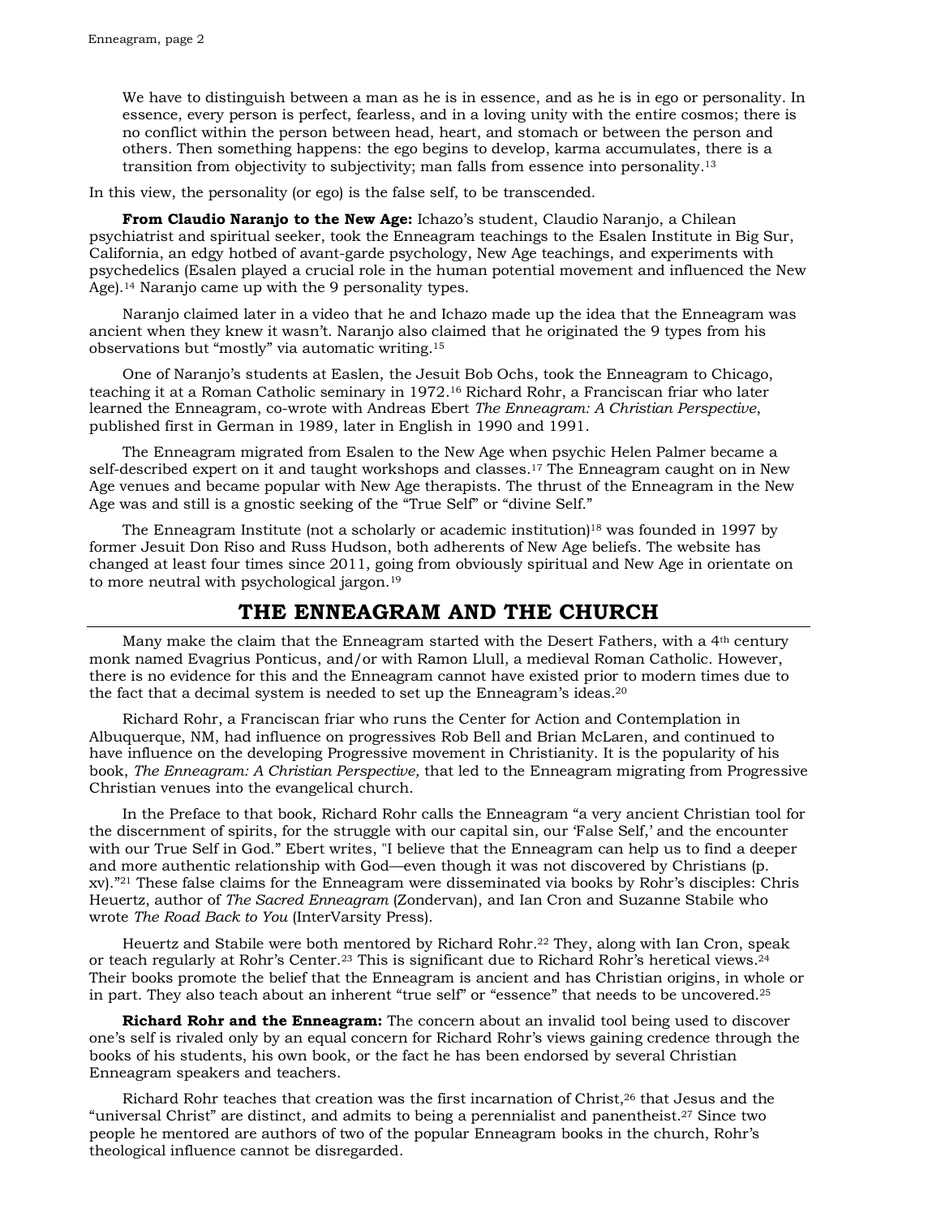> We have to distinguish between a man as he is in essence, and as he is in ego or personality. In essence, every person is perfect, fearless, and in a loving unity with the entire cosmos; there is no conflict within the person between head, heart, and stomach or between the person and others. Then something happens: the ego begins to develop, karma accumulates, there is a transition from objectivity to subjectivity; man falls from essence into personality.[13]

In this view, the personality (or ego) is the false self, to be transcended.

**From Claudio Naranjo to the New Age:** Ichazo's student, Claudio Naranjo, a Chilean psychiatrist and spiritual seeker, took the Enneagram teachings to the Esalen Institute in Big Sur, California, an edgy hotbed of avant-garde psychology, New Age teachings, and experiments with psychedelics (Esalen played a crucial role in the human potential movement and influenced the New Age).[14] Naranjo came up with the 9 personality types.

Naranjo claimed later in a video that he and Ichazo made up the idea that the Enneagram was ancient when they knew it wasn't. Naranjo also claimed that he originated the 9 types from his observations but "mostly" via automatic writing.[15]

One of Naranjo's students at Easlen, the Jesuit Bob Ochs, took the Enneagram to Chicago, teaching it at a Roman Catholic seminary in 1972.[16] Richard Rohr, a Franciscan friar who later learned the Enneagram, co-wrote with Andreas Ebert *The Enneagram: A Christian Perspective*, published first in German in 1989, later in English in 1990 and 1991.

The Enneagram migrated from Esalen to the New Age when psychic Helen Palmer became a self-described expert on it and taught workshops and classes.[17] The Enneagram caught on in New Age venues and became popular with New Age therapists. The thrust of the Enneagram in the New Age was and still is a gnostic seeking of the "True Self" or "divine Self."

The Enneagram Institute (not a scholarly or academic institution)[18] was founded in 1997 by former Jesuit Don Riso and Russ Hudson, both adherents of New Age beliefs. The website has changed at least four times since 2011, going from obviously spiritual and New Age in orientate on to more neutral with psychological jargon.[19]

## THE ENNEAGRAM AND THE CHURCH

Many make the claim that the Enneagram started with the Desert Fathers, with a 4th century monk named Evagrius Ponticus, and/or with Ramon Llull, a medieval Roman Catholic. However, there is no evidence for this and the Enneagram cannot have existed prior to modern times due to the fact that a decimal system is needed to set up the Enneagram's ideas.[20]

Richard Rohr, a Franciscan friar who runs the Center for Action and Contemplation in Albuquerque, NM, had influence on progressives Rob Bell and Brian McLaren, and continued to have influence on the developing Progressive movement in Christianity. It is the popularity of his book, *The Enneagram: A Christian Perspective,* that led to the Enneagram migrating from Progressive Christian venues into the evangelical church.

In the Preface to that book, Richard Rohr calls the Enneagram "a very ancient Christian tool for the discernment of spirits, for the struggle with our capital sin, our 'False Self,' and the encounter with our True Self in God." Ebert writes, "I believe that the Enneagram can help us to find a deeper and more authentic relationship with God—even though it was not discovered by Christians (p. xv)."[21] These false claims for the Enneagram were disseminated via books by Rohr's disciples: Chris Heuertz, author of *The Sacred Enneagram* (Zondervan), and Ian Cron and Suzanne Stabile who wrote *The Road Back to You* (InterVarsity Press).

Heuertz and Stabile were both mentored by Richard Rohr.[22] They, along with Ian Cron, speak or teach regularly at Rohr's Center.[23] This is significant due to Richard Rohr's heretical views.[24] Their books promote the belief that the Enneagram is ancient and has Christian origins, in whole or in part. They also teach about an inherent "true self" or "essence" that needs to be uncovered.[25]

**Richard Rohr and the Enneagram:** The concern about an invalid tool being used to discover one's self is rivaled only by an equal concern for Richard Rohr's views gaining credence through the books of his students, his own book, or the fact he has been endorsed by several Christian Enneagram speakers and teachers.

Richard Rohr teaches that creation was the first incarnation of Christ,[26] that Jesus and the "universal Christ" are distinct, and admits to being a perennialist and panentheist.[27] Since two people he mentored are authors of two of the popular Enneagram books in the church, Rohr's theological influence cannot be disregarded.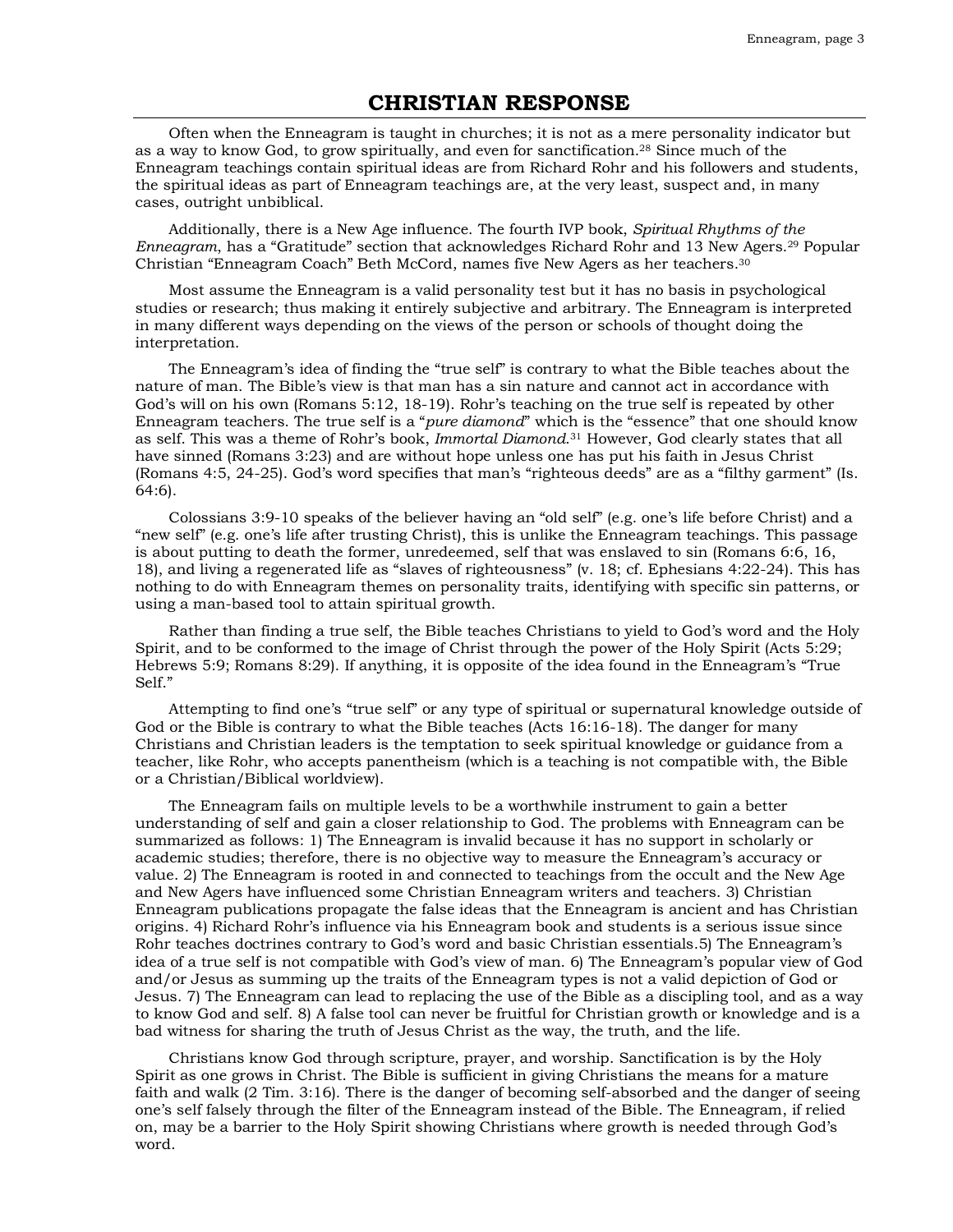## CHRISTIAN RESPONSE

Often when the Enneagram is taught in churches; it is not as a mere personality indicator but as a way to know God, to grow spiritually, and even for sanctification.[28] Since much of the Enneagram teachings contain spiritual ideas are from Richard Rohr and his followers and students, the spiritual ideas as part of Enneagram teachings are, at the very least, suspect and, in many cases, outright unbiblical.

Additionally, there is a New Age influence. The fourth IVP book, *Spiritual Rhythms of the Enneagram*, has a "Gratitude" section that acknowledges Richard Rohr and 13 New Agers.[29] Popular Christian "Enneagram Coach" Beth McCord, names five New Agers as her teachers.[30]

Most assume the Enneagram is a valid personality test but it has no basis in psychological studies or research; thus making it entirely subjective and arbitrary. The Enneagram is interpreted in many different ways depending on the views of the person or schools of thought doing the interpretation.

The Enneagram's idea of finding the "true self" is contrary to what the Bible teaches about the nature of man. The Bible's view is that man has a sin nature and cannot act in accordance with God's will on his own (Romans 5:12, 18-19). Rohr's teaching on the true self is repeated by other Enneagram teachers. The true self is a "*pure diamond*" which is the "essence" that one should know as self. This was a theme of Rohr's book, *Immortal Diamond*.[31] However, God clearly states that all have sinned (Romans 3:23) and are without hope unless one has put his faith in Jesus Christ (Romans 4:5, 24-25). God's word specifies that man's "righteous deeds" are as a "filthy garment" (Is. 64:6).

Colossians 3:9-10 speaks of the believer having an "old self" (e.g. one's life before Christ) and a "new self" (e.g. one's life after trusting Christ), this is unlike the Enneagram teachings. This passage is about putting to death the former, unredeemed, self that was enslaved to sin (Romans 6:6, 16, 18), and living a regenerated life as "slaves of righteousness" (v. 18; cf. Ephesians 4:22-24). This has nothing to do with Enneagram themes on personality traits, identifying with specific sin patterns, or using a man-based tool to attain spiritual growth.

Rather than finding a true self, the Bible teaches Christians to yield to God's word and the Holy Spirit, and to be conformed to the image of Christ through the power of the Holy Spirit (Acts 5:29; Hebrews 5:9; Romans 8:29). If anything, it is opposite of the idea found in the Enneagram's "True Self."

Attempting to find one's "true self" or any type of spiritual or supernatural knowledge outside of God or the Bible is contrary to what the Bible teaches (Acts 16:16-18). The danger for many Christians and Christian leaders is the temptation to seek spiritual knowledge or guidance from a teacher, like Rohr, who accepts panentheism (which is a teaching is not compatible with, the Bible or a Christian/Biblical worldview).

The Enneagram fails on multiple levels to be a worthwhile instrument to gain a better understanding of self and gain a closer relationship to God. The problems with Enneagram can be summarized as follows: 1) The Enneagram is invalid because it has no support in scholarly or academic studies; therefore, there is no objective way to measure the Enneagram's accuracy or value. 2) The Enneagram is rooted in and connected to teachings from the occult and the New Age and New Agers have influenced some Christian Enneagram writers and teachers. 3) Christian Enneagram publications propagate the false ideas that the Enneagram is ancient and has Christian origins. 4) Richard Rohr's influence via his Enneagram book and students is a serious issue since Rohr teaches doctrines contrary to God's word and basic Christian essentials.5) The Enneagram's idea of a true self is not compatible with God's view of man. 6) The Enneagram's popular view of God and/or Jesus as summing up the traits of the Enneagram types is not a valid depiction of God or Jesus. 7) The Enneagram can lead to replacing the use of the Bible as a discipling tool, and as a way to know God and self. 8) A false tool can never be fruitful for Christian growth or knowledge and is a bad witness for sharing the truth of Jesus Christ as the way, the truth, and the life.

Christians know God through scripture, prayer, and worship. Sanctification is by the Holy Spirit as one grows in Christ. The Bible is sufficient in giving Christians the means for a mature faith and walk (2 Tim. 3:16). There is the danger of becoming self-absorbed and the danger of seeing one's self falsely through the filter of the Enneagram instead of the Bible. The Enneagram, if relied on, may be a barrier to the Holy Spirit showing Christians where growth is needed through God's word.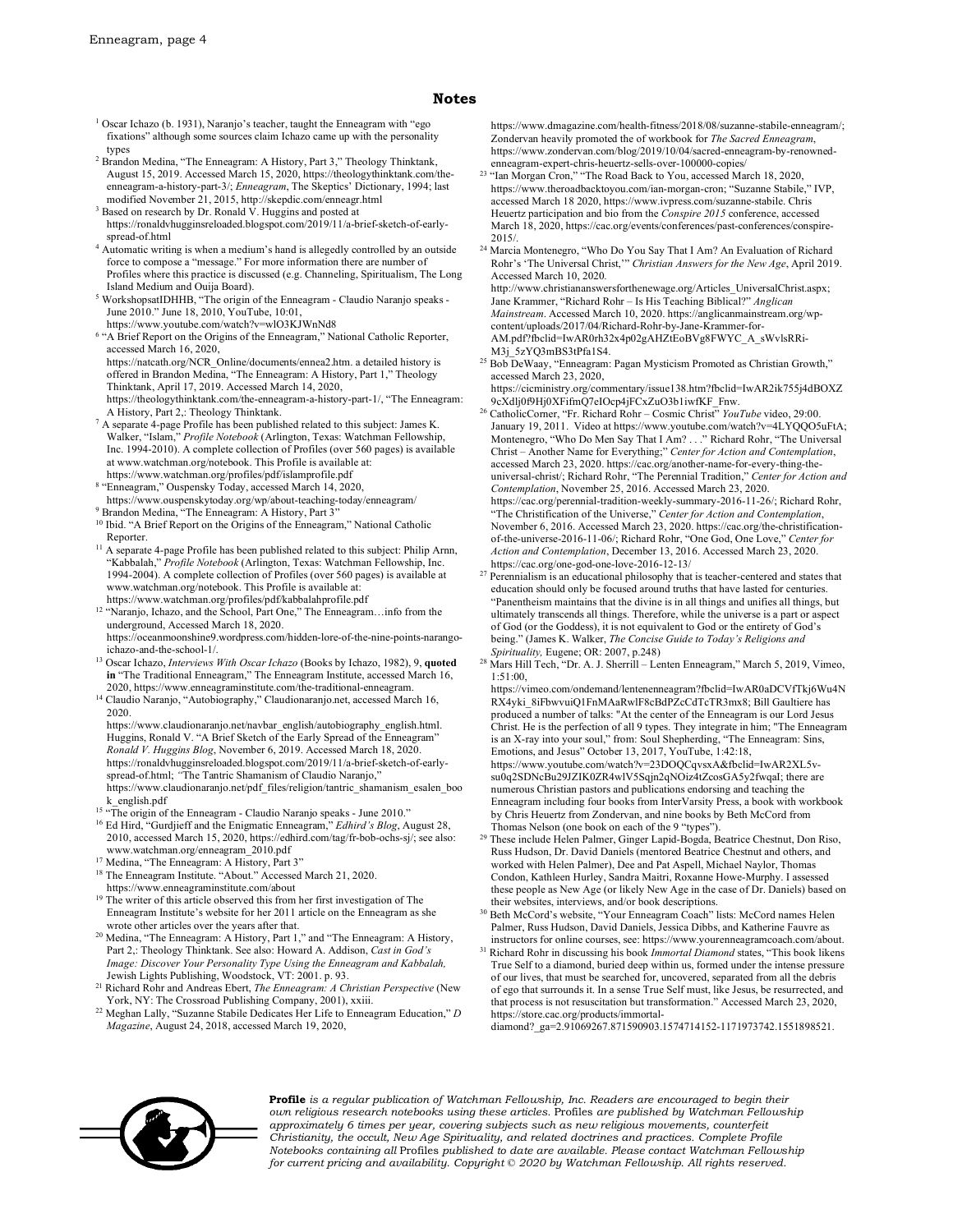## Notes

1 Oscar Ichazo (b. 1931), Naranjo's teacher, taught the Enneagram with "ego fixations" although some sources claim Ichazo came up with the personality types

2 Brandon Medina, "The Enneagram: A History, Part 3," Theology Thinktank, August 15, 2019. Accessed March 15, 2020, https://theologythinktank.com/the-enneagram-a-history-part-3/; *Enneagram*, The Skeptics' Dictionary, 1994; last modified November 21, 2015, http://skepdic.com/enneagr.html

3 Based on research by Dr. Ronald V. Huggins and posted at https://ronaldvhugginsreloaded.blogspot.com/2019/11/a-brief-sketch-of-early-spread-of.html

4 Automatic writing is when a medium's hand is allegedly controlled by an outside force to compose a "message." For more information there are number of Profiles where this practice is discussed (e.g. Channeling, Spiritualism, The Long Island Medium and Ouija Board).

5 WorkshopsatIDHHB, "The origin of the Enneagram - Claudio Naranjo speaks - June 2010." June 18, 2010, YouTube, 10:01, https://www.youtube.com/watch?v=wlO3KJWnNd8

6 "A Brief Report on the Origins of the Enneagram," National Catholic Reporter, accessed March 16, 2020, https://natcath.org/NCR_Online/documents/ennea2.htm. a detailed history is offered in Brandon Medina, "The Enneagram: A History, Part 1," Theology Thinktank, April 17, 2019. Accessed March 14, 2020, https://theologythinktank.com/the-enneagram-a-history-part-1/, "The Enneagram: A History, Part 2,; Theology Thinktank.

7 A separate 4-page Profile has been published related to this subject: James K. Walker, "Islam," *Profile Notebook* (Arlington, Texas: Watchman Fellowship, Inc. 1994-2010). A complete collection of Profiles (over 560 pages) is available at www.watchman.org/notebook. This Profile is available at: https://www.watchman.org/profiles/pdf/islamprofile.pdf

8 "Enneagram," Ouspensky Today, accessed March 14, 2020, https://www.ouspenskytoday.org/wp/about-teaching-today/enneagram/

9 Brandon Medina, "The Enneagram: A History, Part 3"

10 Ibid. "A Brief Report on the Origins of the Enneagram," National Catholic Reporter.

11 A separate 4-page Profile has been published related to this subject: Philip Arnn, "Kabbalah," *Profile Notebook* (Arlington, Texas: Watchman Fellowship, Inc. 1994-2004). A complete collection of Profiles (over 560 pages) is available at www.watchman.org/notebook. This Profile is available at: https://www.watchman.org/profiles/pdf/kabbalahprofile.pdf

12 "Naranjo, Ichazo, and the School, Part One," The Enneagram…info from the underground, Accessed March 18, 2020. https://oceanmoonshine9.wordpress.com/hidden-lore-of-the-nine-points-narango-ichazo-and-the-school-1/.

13 Oscar Ichazo, *Interviews With Oscar Ichazo* (Books by Ichazo, 1982), 9, **quoted in** "The Traditional Enneagram," The Enneagram Institute, accessed March 16, 2020, https://www.enneagraminstitute.com/the-traditional-enneagram.

14 Claudio Naranjo, "Autobiography," Claudionaranjo.net, accessed March 16, 2020. https://www.claudionaranjo.net/navbar_english/autobiography_english.html. Huggins, Ronald V. "A Brief Sketch of the Early Spread of the Enneagram" *Ronald V. Huggins Blog*, November 6, 2019. Accessed March 18, 2020. https://ronaldvhugginsreloaded.blogspot.com/2019/11/a-brief-sketch-of-early-spread-of.html; "The Tantric Shamanism of Claudio Naranjo," https://www.claudionaranjo.net/pdf_files/religion/tantric_shamanism_esalen_book_english.pdf

15 "The origin of the Enneagram - Claudio Naranjo speaks - June 2010."

16 Ed Hird, "Gurdjieff and the Enigmatic Enneagram," *Edhird's Blog*, August 28, 2010, accessed March 15, 2020, https://edhird.com/tag/fr-bob-ochs-sj/; see also: www.watchman.org/enneagram_2010.pdf

17 Medina, "The Enneagram: A History, Part 3"

18 The Enneagram Institute. "About." Accessed March 21, 2020. https://www.enneagraminstitute.com/about

19 The writer of this article observed this from her first investigation of The Enneagram Institute's website for her 2011 article on the Enneagram as she wrote other articles over the years after that.

20 Medina, "The Enneagram: A History, Part 1," and "The Enneagram: A History, Part 2,; Theology Thinktank. See also: Howard A. Addison, *Cast in God's Image: Discover Your Personality Type Using the Enneagram and Kabbalah,* Jewish Lights Publishing, Woodstock, VT: 2001. p. 93.

21 Richard Rohr and Andreas Ebert, *The Enneagram: A Christian Perspective* (New York, NY: The Crossroad Publishing Company, 2001), xxiii.

22 Meghan Lally, "Suzanne Stabile Dedicates Her Life to Enneagram Education," *D Magazine*, August 24, 2018, accessed March 19, 2020, https://www.dmagazine.com/health-fitness/2018/08/suzanne-stabile-enneagram/; Zondervan heavily promoted the of workbook for *The Sacred Enneagram*, https://www.zondervan.com/blog/2019/10/04/sacred-enneagram-by-renowned-enneagram-expert-chris-heuertz-sells-over-100000-copies/

23 "Ian Morgan Cron," "The Road Back to You, accessed March 18, 2020, https://www.theroadbacktoyou.com/ian-morgan-cron; "Suzanne Stabile," IVP, accessed March 18 2020, https://www.ivpress.com/suzanne-stabile. Chris Heuertz participation and bio from the *Conspire 2015* conference, accessed March 18, 2020, https://cac.org/events/conferences/past-conferences/conspire-2015/.

24 Marcia Montenegro, "Who Do You Say That I Am? An Evaluation of Richard Rohr's 'The Universal Christ,'" *Christian Answers for the New Age*, April 2019. Accessed March 10, 2020. http://www.christiananswersforthenewage.org/Articles_UniversalChrist.aspx; Jane Krammer, "Richard Rohr – Is His Teaching Biblical?" *Anglican Mainstream*. Accessed March 10, 2020. https://anglicanmainstream.org/wp-content/uploads/2017/04/Richard-Rohr-by-Jane-Krammer-for-AM.pdf?fbclid=IwAR0rh32x4p02gAHZtEoBVg8FWYC_A_sWvlsRRi-M3j_5zYQ3mBS3tPfa1S4.

25 Bob DeWaay, "Enneagram: Pagan Mysticism Promoted as Christian Growth," accessed March 23, 2020, https://cicministry.org/commentary/issue138.htm?fbclid=IwAR2ik755j4dBOXZ9cXdlj0f9Hj0XFifmQ7eIOcp4jFCxZuO3b1iwfKF_Fnw.

26 CatholicCorner, "Fr. Richard Rohr – Cosmic Christ" *YouTube* video, 29:00. January 19, 2011. Video at https://www.youtube.com/watch?v=4LYQQO5uFtA; Montenegro, "Who Do Men Say That I Am? . . ." Richard Rohr, "The Universal Christ – Another Name for Everything;" *Center for Action and Contemplation*, accessed March 23, 2020. https://cac.org/another-name-for-every-thing-the-universal-christ/; Richard Rohr, "The Perennial Tradition," *Center for Action and Contemplation*, November 25, 2016. Accessed March 23, 2020. https://cac.org/perennial-tradition-weekly-summary-2016-11-26/; Richard Rohr, "The Christification of the Universe," *Center for Action and Contemplation*, November 6, 2016. Accessed March 23, 2020. https://cac.org/the-christification-of-the-universe-2016-11-06/; Richard Rohr, "One God, One Love," *Center for Action and Contemplation*, December 13, 2016. Accessed March 23, 2020. https://cac.org/one-god-one-love-2016-12-13/

27 Perennialism is an educational philosophy that is teacher-centered and states that education should only be focused around truths that have lasted for centuries. "Panentheism maintains that the divine is in all things and unifies all things, but ultimately transcends all things. Therefore, while the universe is a part or aspect of God (or the Goddess), it is not equivalent to God or the entirety of God's being." (James K. Walker, *The Concise Guide to Today's Religions and Spirituality,* Eugene; OR: 2007, p.248)

28 Mars Hill Tech, "Dr. A. J. Sherrill – Lenten Enneagram," March 5, 2019, Vimeo, 1:51:00, https://vimeo.com/ondemand/lentenenneagram?fbclid=IwAR0aDCVfTkj6Wu4NRX4yki_8iFbwvuiQ1FnMAaRwlF8cBdPZcCdTcTR3mx8; Bill Gaultiere has produced a number of talks: "At the center of the Enneagram is our Lord Jesus Christ. He is the perfection of all 9 types. They integrate in him; "The Enneagram is an X-ray into your soul," from: Soul Shepherding, "The Enneagram: Sins, Emotions, and Jesus" October 13, 2017, YouTube, 1:42:18, https://www.youtube.com/watch?v=23DOQCqvsxA&fbclid=IwAR2XL5v-su0q2SDNcBu29JZIK0ZR4wlV5Sqjn2qNOiz4tZcosGA5y2fwqaI; there are numerous Christian pastors and publications endorsing and teaching the Enneagram including four books from InterVarsity Press, a book with workbook by Chris Heuertz from Zondervan, and nine books by Beth McCord from Thomas Nelson (one book on each of the 9 "types").

29 These include Helen Palmer, Ginger Lapid-Bogda, Beatrice Chestnut, Don Riso, Russ Hudson, Dr. David Daniels (mentored Beatrice Chestnut and others, and worked with Helen Palmer), Dee and Pat Aspell, Michael Naylor, Thomas Condon, Kathleen Hurley, Sandra Maitri, Roxanne Howe-Murphy. I assessed these people as New Age (or likely New Age in the case of Dr. Daniels) based on their websites, interviews, and/or book descriptions.

30 Beth McCord's website, "Your Enneagram Coach" lists: McCord names Helen Palmer, Russ Hudson, David Daniels, Jessica Dibbs, and Katherine Fauvre as instructors for online courses, see: https://www.yourenneagramcoach.com/about.

31 Richard Rohr in discussing his book *Immortal Diamond* states, "This book likens True Self to a diamond, buried deep within us, formed under the intense pressure of our lives, that must be searched for, uncovered, separated from all the debris of ego that surrounds it. In a sense True Self must, like Jesus, be resurrected, and that process is not resuscitation but transformation." Accessed March 23, 2020, https://store.cac.org/products/immortal-diamond?_ga=2.91069267.871590903.1574714152-1171973742.1551898521.

**Profile** *is a regular publication of Watchman Fellowship, Inc. Readers are encouraged to begin their own religious research notebooks using these articles.* Profiles *are published by Watchman Fellowship approximately 6 times per year, covering subjects such as new religious movements, counterfeit Christianity, the occult, New Age Spirituality, and related doctrines and practices. Complete Profile Notebooks containing all* Profiles *published to date are available. Please contact Watchman Fellowship for current pricing and availability. Copyright © 2020 by Watchman Fellowship. All rights reserved.*